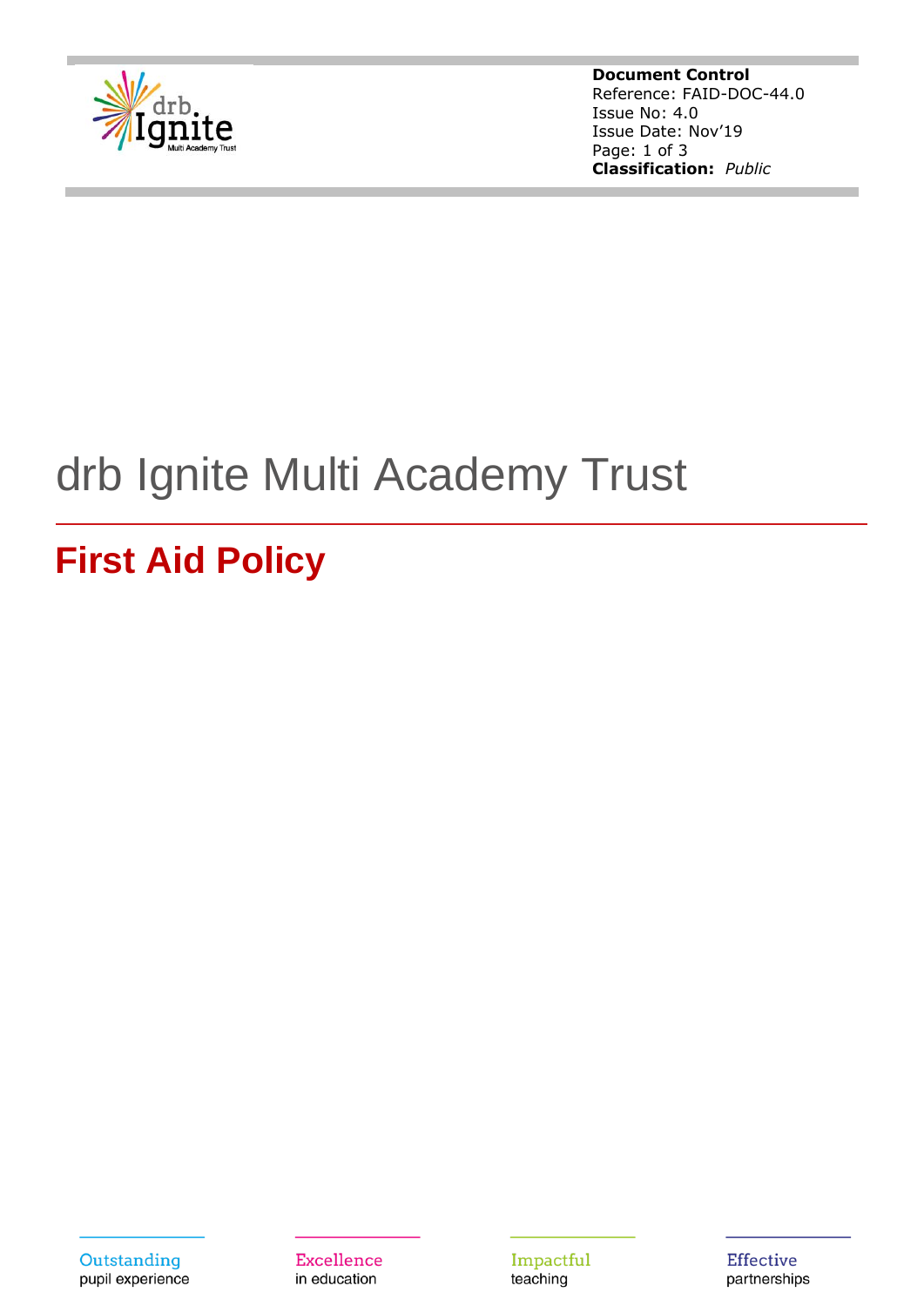**Document Control**
Reference: FAID-DOC-44.0
Issue No: 4.0
Issue Date: Nov'19
**Classification:** *Public*

# drb Ignite Multi Academy Trust

## First Aid Policy

Outstanding pupil experience

Excellence in education

Impactful teaching

Effective partnerships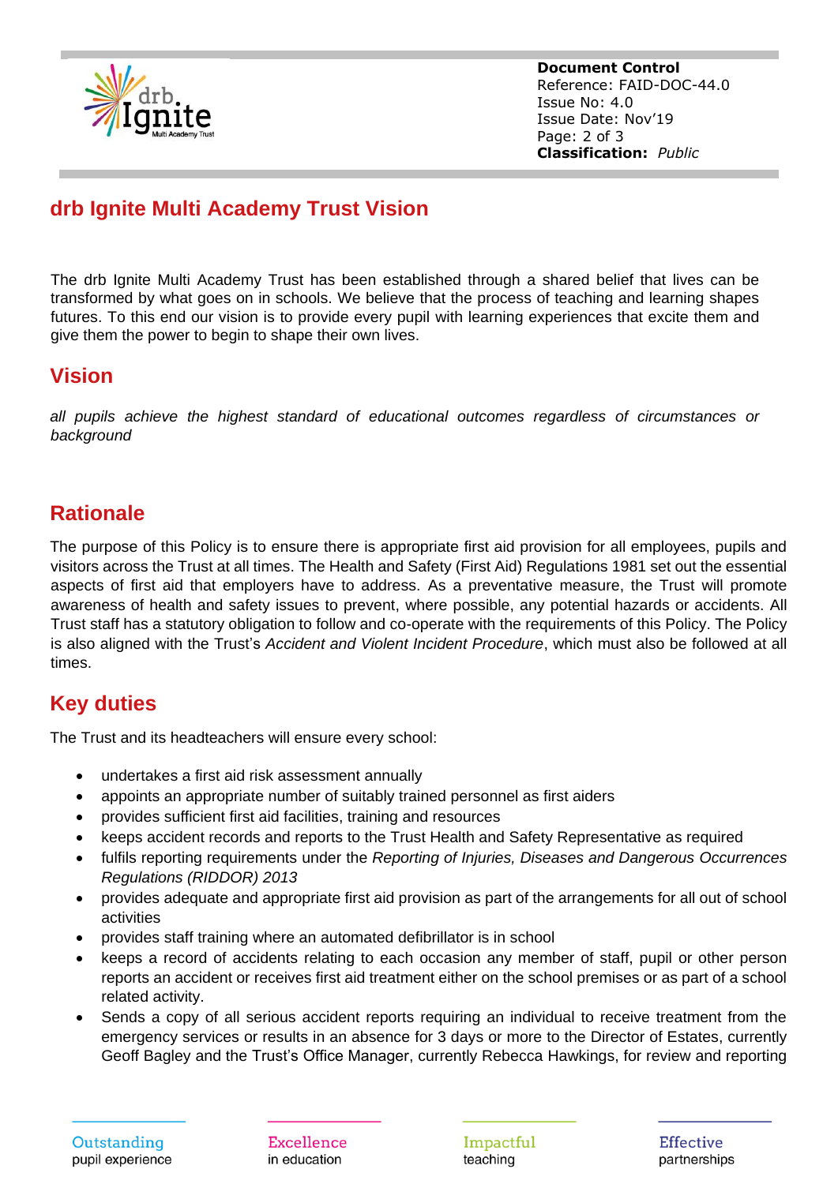## drb Ignite Multi Academy Trust Vision

The drb Ignite Multi Academy Trust has been established through a shared belief that lives can be transformed by what goes on in schools. We believe that the process of teaching and learning shapes futures. To this end our vision is to provide every pupil with learning experiences that excite them and give them the power to begin to shape their own lives.

## Vision

*all pupils achieve the highest standard of educational outcomes regardless of circumstances or background*

## Rationale

The purpose of this Policy is to ensure there is appropriate first aid provision for all employees, pupils and visitors across the Trust at all times. The Health and Safety (First Aid) Regulations 1981 set out the essential aspects of first aid that employers have to address. As a preventative measure, the Trust will promote awareness of health and safety issues to prevent, where possible, any potential hazards or accidents. All Trust staff has a statutory obligation to follow and co-operate with the requirements of this Policy. The Policy is also aligned with the Trust's *Accident and Violent Incident Procedure*, which must also be followed at all times.

## Key duties

The Trust and its headteachers will ensure every school:

- undertakes a first aid risk assessment annually
- appoints an appropriate number of suitably trained personnel as first aiders
- provides sufficient first aid facilities, training and resources
- keeps accident records and reports to the Trust Health and Safety Representative as required
- fulfils reporting requirements under the *Reporting of Injuries, Diseases and Dangerous Occurrences Regulations (RIDDOR) 2013*
- provides adequate and appropriate first aid provision as part of the arrangements for all out of school activities
- provides staff training where an automated defibrillator is in school
- keeps a record of accidents relating to each occasion any member of staff, pupil or other person reports an accident or receives first aid treatment either on the school premises or as part of a school related activity.
- Sends a copy of all serious accident reports requiring an individual to receive treatment from the emergency services or results in an absence for 3 days or more to the Director of Estates, currently Geoff Bagley and the Trust's Office Manager, currently Rebecca Hawkings, for review and reporting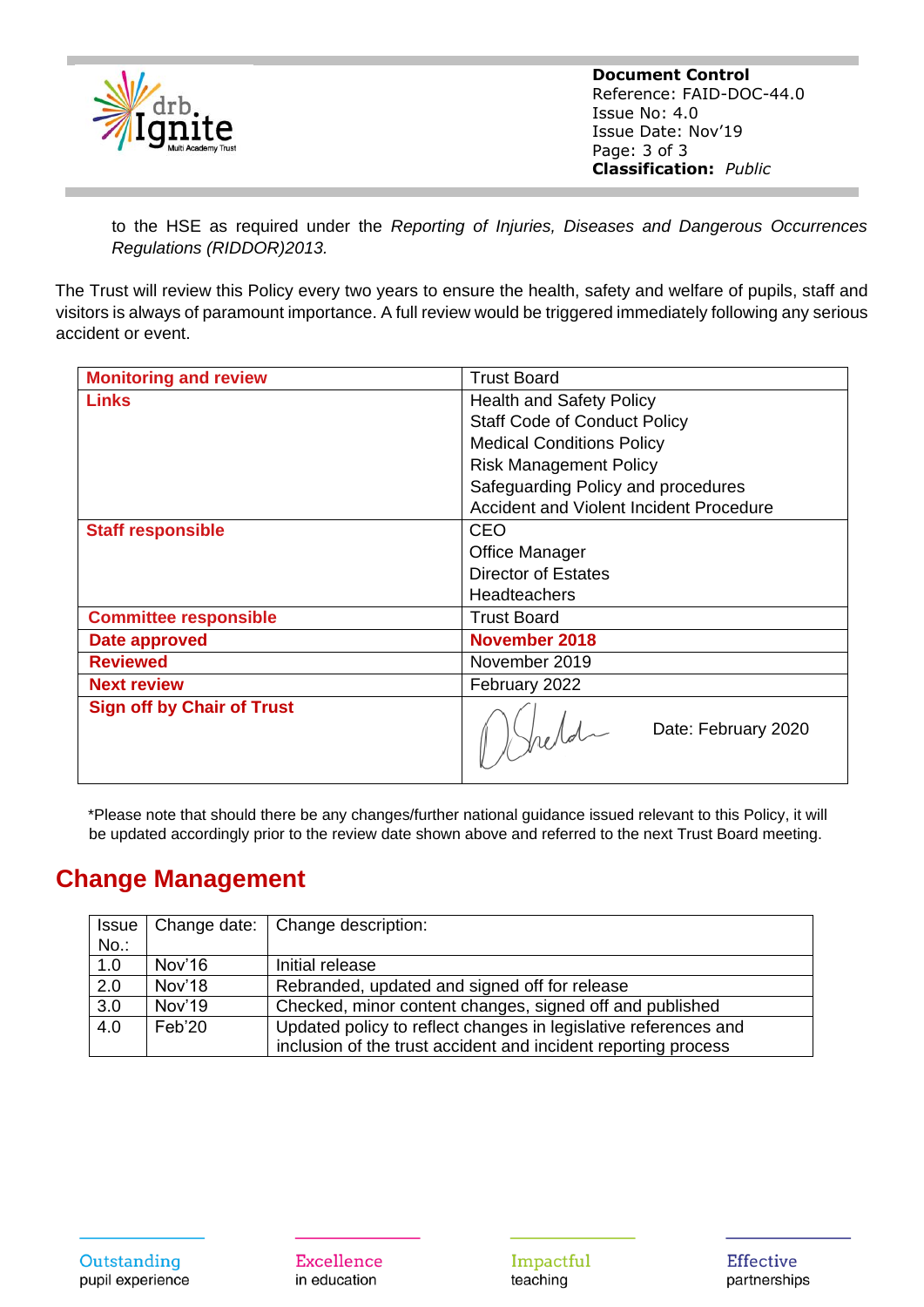to the HSE as required under the *Reporting of Injuries, Diseases and Dangerous Occurrences Regulations (RIDDOR)2013.*

The Trust will review this Policy every two years to ensure the health, safety and welfare of pupils, staff and visitors is always of paramount importance. A full review would be triggered immediately following any serious accident or event.

| | |
|---|---|
| **Monitoring and review** | Trust Board |
| **Links** | Health and Safety Policy<br>Staff Code of Conduct Policy<br>Medical Conditions Policy<br>Risk Management Policy<br>Safeguarding Policy and procedures<br>Accident and Violent Incident Procedure |
| **Staff responsible** | CEO<br>Office Manager<br>Director of Estates<br>Headteachers |
| **Committee responsible** | Trust Board |
| **Date approved** | **November 2018** |
| **Reviewed** | November 2019 |
| **Next review** | February 2022 |
| **Sign off by Chair of Trust** | D Sheldon &nbsp;&nbsp;&nbsp; Date: February 2020 |

*Please note that should there be any changes/further national guidance issued relevant to this Policy, it will be updated accordingly prior to the review date shown above and referred to the next Trust Board meeting.

## Change Management

| Issue No.: | Change date: | Change description: |
|---|---|---|
| 1.0 | Nov'16 | Initial release |
| 2.0 | Nov'18 | Rebranded, updated and signed off for release |
| 3.0 | Nov'19 | Checked, minor content changes, signed off and published |
| 4.0 | Feb'20 | Updated policy to reflect changes in legislative references and inclusion of the trust accident and incident reporting process |